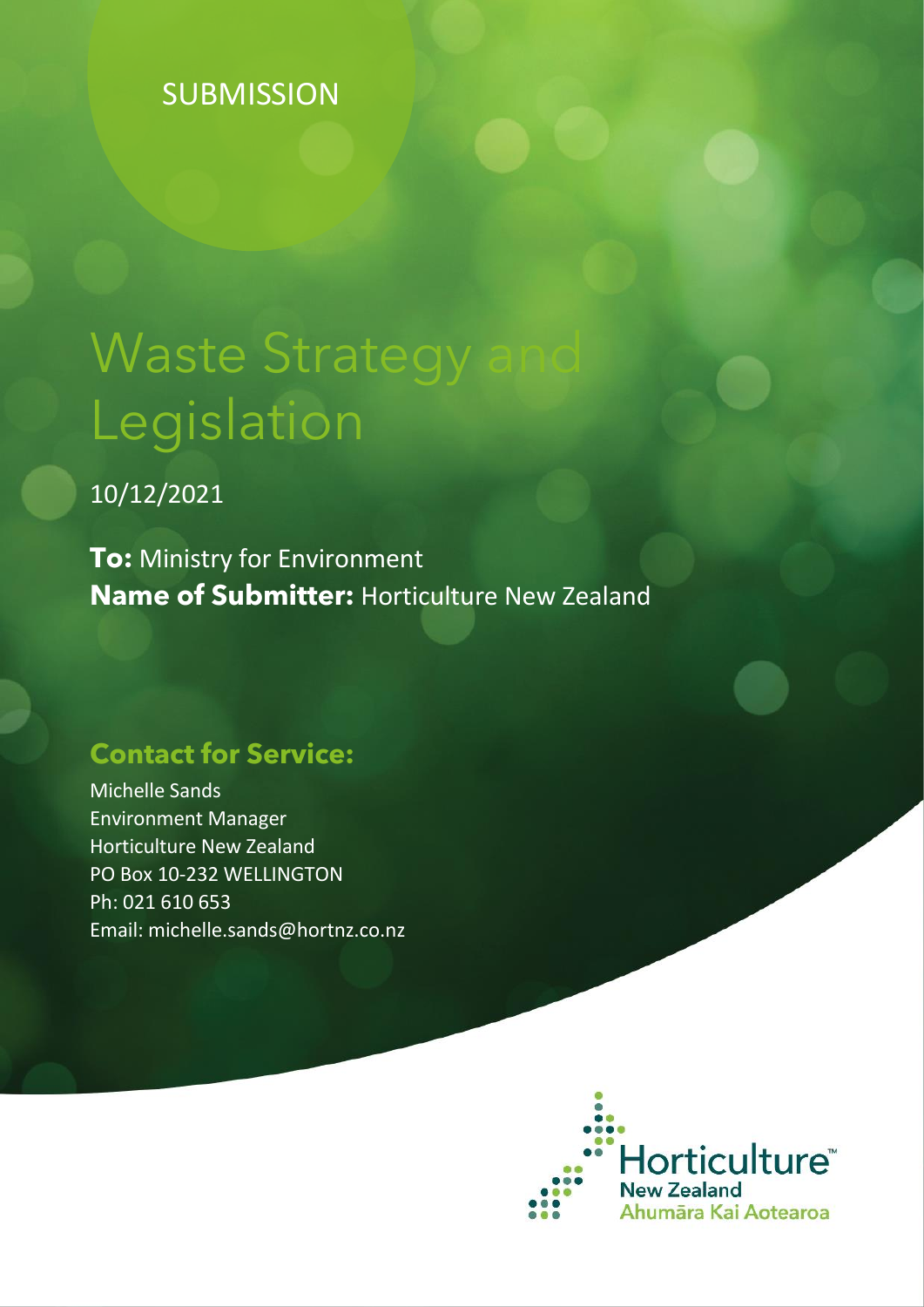SUBMISSION

# Waste Strategy and Legislation

10/12/2021

**To:** Ministry for Environment
**Name of Submitter:** Horticulture New Zealand

## Contact for Service:

Michelle Sands
Environment Manager
Horticulture New Zealand
PO Box 10-232 WELLINGTON
Ph: 021 610 653
Email: michelle.sands@hortnz.co.nz

Horticulture™ New Zealand
Ahumāra Kai Aotearoa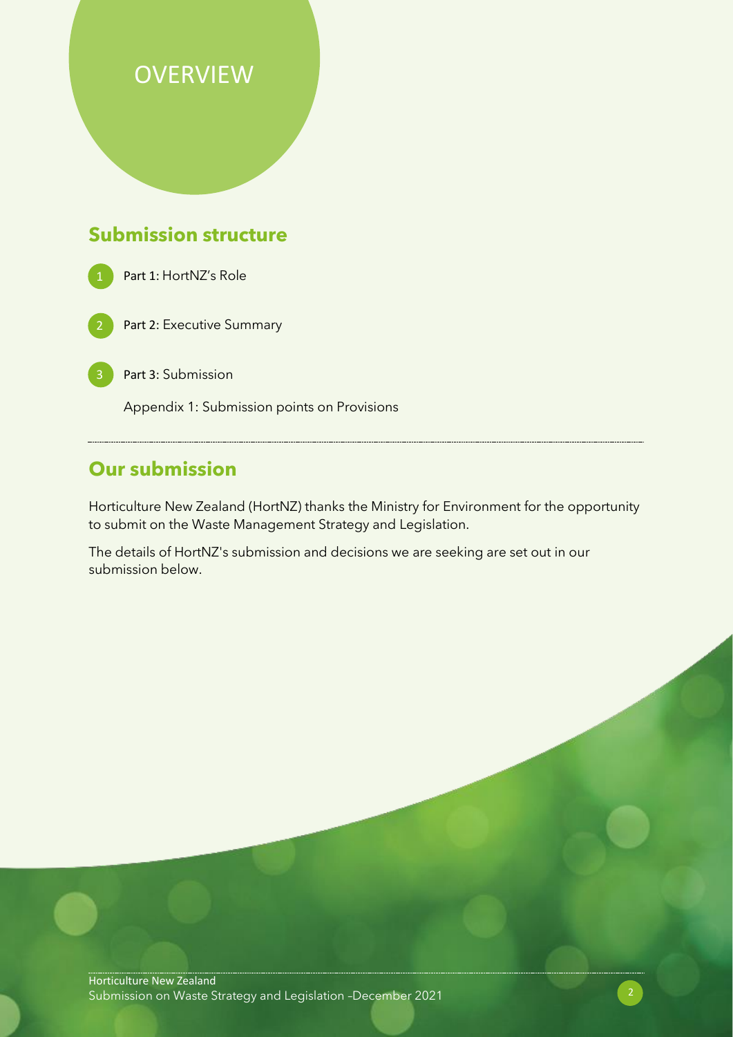# OVERVIEW

## Submission structure

1. **Part 1:** HortNZ's Role
2. **Part 2:** Executive Summary
3. **Part 3:** Submission

   Appendix 1: Submission points on Provisions

## Our submission

Horticulture New Zealand (HortNZ) thanks the Ministry for Environment for the opportunity to submit on the Waste Management Strategy and Legislation.

The details of HortNZ's submission and decisions we are seeking are set out in our submission below.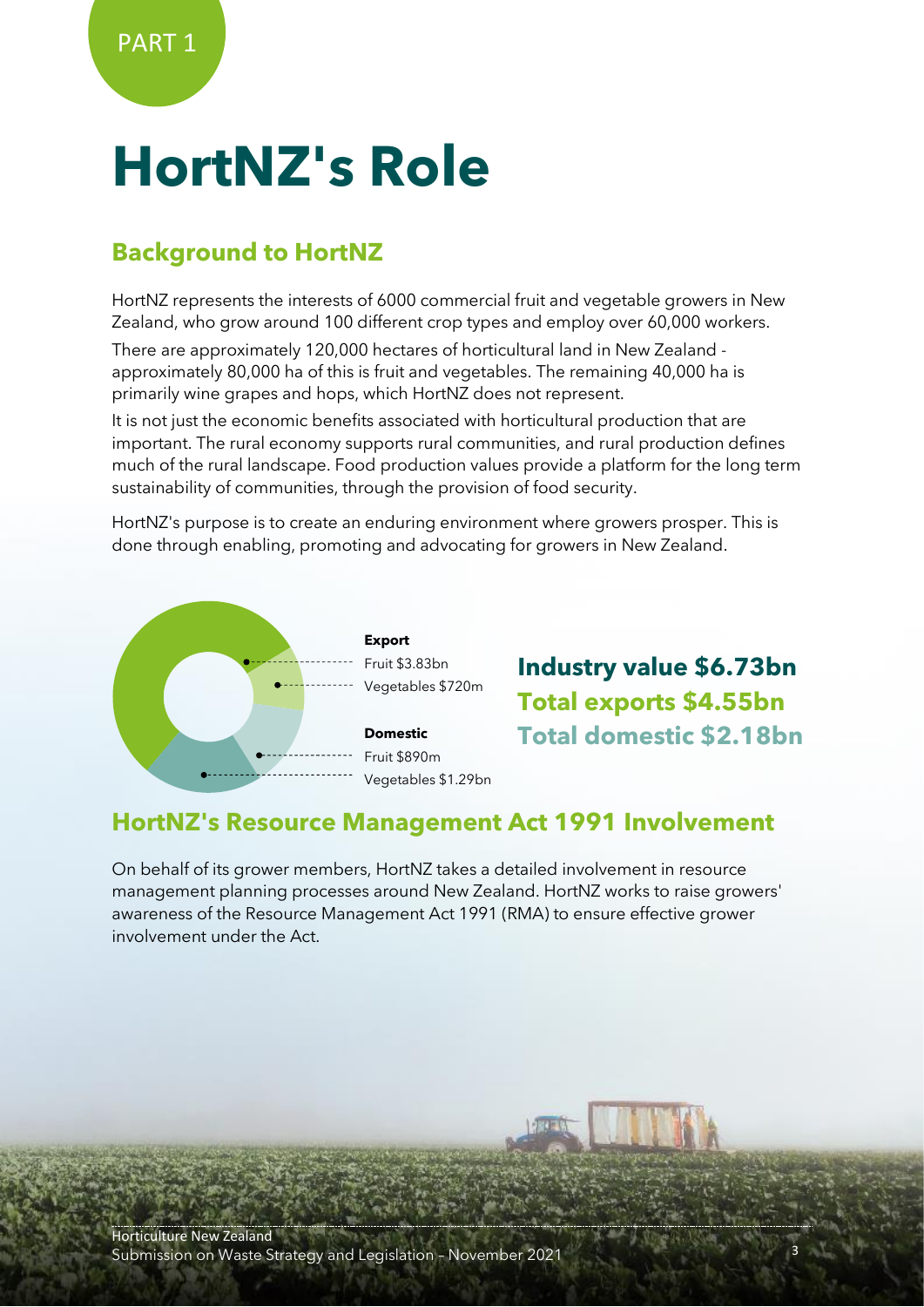PART 1

# HortNZ's Role

## Background to HortNZ

HortNZ represents the interests of 6000 commercial fruit and vegetable growers in New Zealand, who grow around 100 different crop types and employ over 60,000 workers.

There are approximately 120,000 hectares of horticultural land in New Zealand - approximately 80,000 ha of this is fruit and vegetables. The remaining 40,000 ha is primarily wine grapes and hops, which HortNZ does not represent.

It is not just the economic benefits associated with horticultural production that are important. The rural economy supports rural communities, and rural production defines much of the rural landscape. Food production values provide a platform for the long term sustainability of communities, through the provision of food security.

HortNZ's purpose is to create an enduring environment where growers prosper. This is done through enabling, promoting and advocating for growers in New Zealand.

**Export**

Fruit $3.83bn

Vegetables $720m

**Domestic**

Fruit $890m

Vegetables $1.29bn

**Industry value $6.73bn**

**Total exports $4.55bn**

**Total domestic $2.18bn**

## HortNZ's Resource Management Act 1991 Involvement

On behalf of its grower members, HortNZ takes a detailed involvement in resource management planning processes around New Zealand. HortNZ works to raise growers' awareness of the Resource Management Act 1991 (RMA) to ensure effective grower involvement under the Act.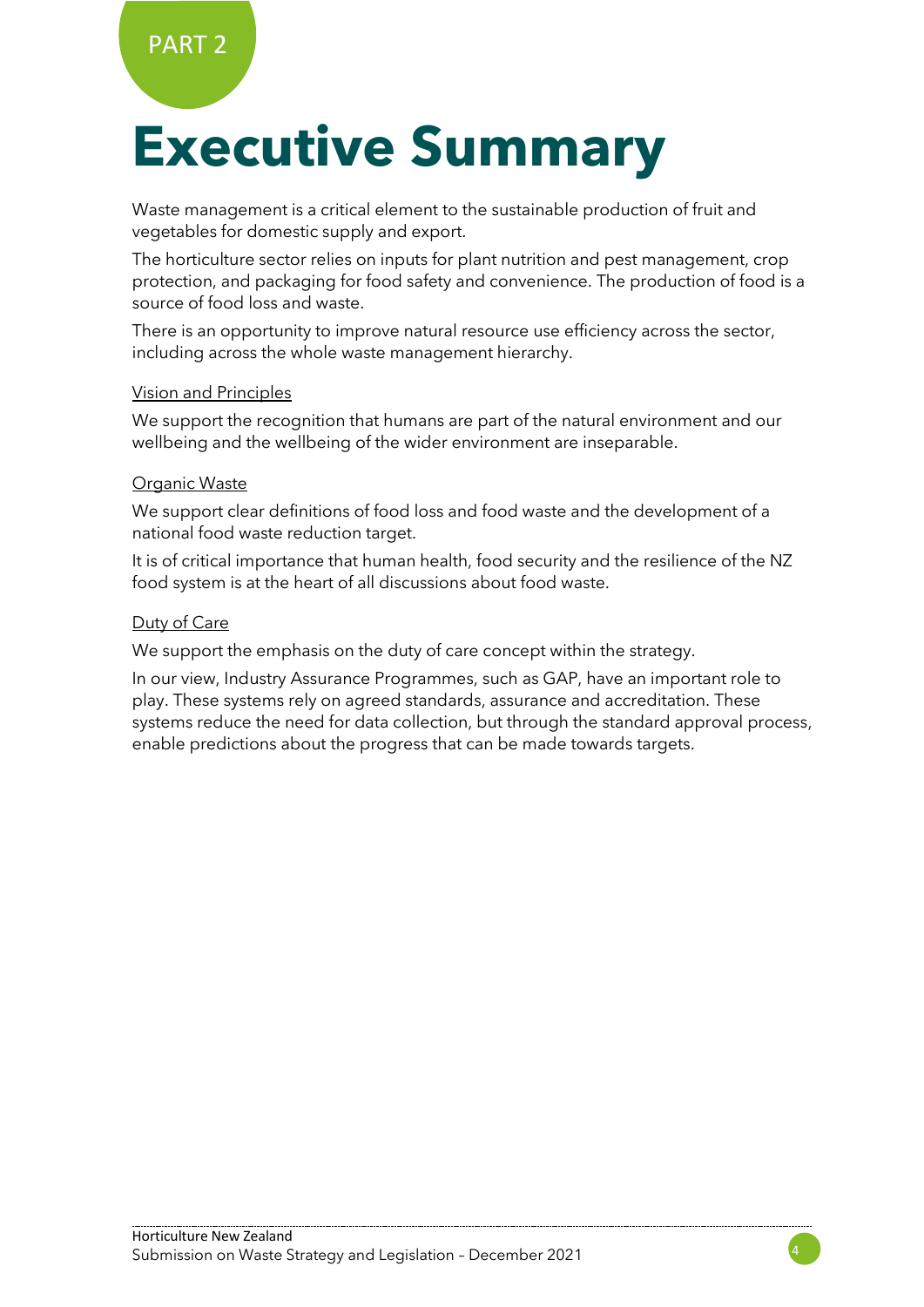PART 2

# Executive Summary

Waste management is a critical element to the sustainable production of fruit and vegetables for domestic supply and export.

The horticulture sector relies on inputs for plant nutrition and pest management, crop protection, and packaging for food safety and convenience. The production of food is a source of food loss and waste.

There is an opportunity to improve natural resource use efficiency across the sector, including across the whole waste management hierarchy.

## Vision and Principles

We support the recognition that humans are part of the natural environment and our wellbeing and the wellbeing of the wider environment are inseparable.

## Organic Waste

We support clear definitions of food loss and food waste and the development of a national food waste reduction target.

It is of critical importance that human health, food security and the resilience of the NZ food system is at the heart of all discussions about food waste.

## Duty of Care

We support the emphasis on the duty of care concept within the strategy.

In our view, Industry Assurance Programmes, such as GAP, have an important role to play. These systems rely on agreed standards, assurance and accreditation. These systems reduce the need for data collection, but through the standard approval process, enable predictions about the progress that can be made towards targets.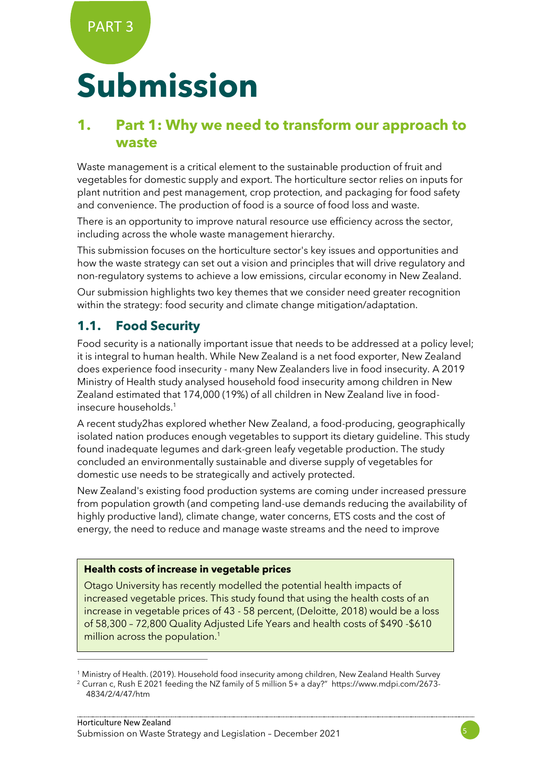PART 3

# Submission

## 1. Part 1: Why we need to transform our approach to waste

Waste management is a critical element to the sustainable production of fruit and vegetables for domestic supply and export. The horticulture sector relies on inputs for plant nutrition and pest management, crop protection, and packaging for food safety and convenience. The production of food is a source of food loss and waste.

There is an opportunity to improve natural resource use efficiency across the sector, including across the whole waste management hierarchy.

This submission focuses on the horticulture sector's key issues and opportunities and how the waste strategy can set out a vision and principles that will drive regulatory and non-regulatory systems to achieve a low emissions, circular economy in New Zealand.

Our submission highlights two key themes that we consider need greater recognition within the strategy: food security and climate change mitigation/adaptation.

### 1.1. Food Security

Food security is a nationally important issue that needs to be addressed at a policy level; it is integral to human health. While New Zealand is a net food exporter, New Zealand does experience food insecurity - many New Zealanders live in food insecurity. A 2019 Ministry of Health study analysed household food insecurity among children in New Zealand estimated that 174,000 (19%) of all children in New Zealand live in food-insecure households.[1]

A recent study2has explored whether New Zealand, a food-producing, geographically isolated nation produces enough vegetables to support its dietary guideline. This study found inadequate legumes and dark-green leafy vegetable production. The study concluded an environmentally sustainable and diverse supply of vegetables for domestic use needs to be strategically and actively protected.

New Zealand's existing food production systems are coming under increased pressure from population growth (and competing land-use demands reducing the availability of highly productive land), climate change, water concerns, ETS costs and the cost of energy, the need to reduce and manage waste streams and the need to improve

> **Health costs of increase in vegetable prices**
>
> Otago University has recently modelled the potential health impacts of increased vegetable prices. This study found that using the health costs of an increase in vegetable prices of 43 - 58 percent, (Deloitte, 2018) would be a loss of 58,300 – 72,800 Quality Adjusted Life Years and health costs of $490 -$610 million across the population.[1]

---

[1] Ministry of Health. (2019). Household food insecurity among children, New Zealand Health Survey

[2] Curran c, Rush E 2021 feeding the NZ family of 5 million 5+ a day?" https://www.mdpi.com/2673-4834/2/4/47/htm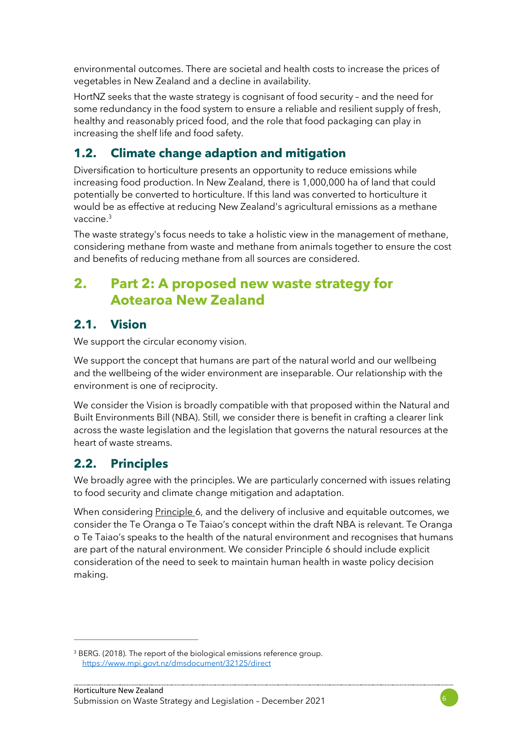environmental outcomes. There are societal and health costs to increase the prices of vegetables in New Zealand and a decline in availability.

HortNZ seeks that the waste strategy is cognisant of food security – and the need for some redundancy in the food system to ensure a reliable and resilient supply of fresh, healthy and reasonably priced food, and the role that food packaging can play in increasing the shelf life and food safety.

### 1.2. Climate change adaption and mitigation

Diversification to horticulture presents an opportunity to reduce emissions while increasing food production. In New Zealand, there is 1,000,000 ha of land that could potentially be converted to horticulture. If this land was converted to horticulture it would be as effective at reducing New Zealand's agricultural emissions as a methane vaccine.[3]

The waste strategy's focus needs to take a holistic view in the management of methane, considering methane from waste and methane from animals together to ensure the cost and benefits of reducing methane from all sources are considered.

## 2. Part 2: A proposed new waste strategy for Aotearoa New Zealand

### 2.1. Vision

We support the circular economy vision.

We support the concept that humans are part of the natural world and our wellbeing and the wellbeing of the wider environment are inseparable. Our relationship with the environment is one of reciprocity.

We consider the Vision is broadly compatible with that proposed within the Natural and Built Environments Bill (NBA). Still, we consider there is benefit in crafting a clearer link across the waste legislation and the legislation that governs the natural resources at the heart of waste streams.

### 2.2. Principles

We broadly agree with the principles. We are particularly concerned with issues relating to food security and climate change mitigation and adaptation.

When considering Principle 6, and the delivery of inclusive and equitable outcomes, we consider the Te Oranga o Te Taiao's concept within the draft NBA is relevant. Te Oranga o Te Taiao's speaks to the health of the natural environment and recognises that humans are part of the natural environment. We consider Principle 6 should include explicit consideration of the need to seek to maintain human health in waste policy decision making.

---

[3] BERG. (2018). The report of the biological emissions reference group. https://www.mpi.govt.nz/dmsdocument/32125/direct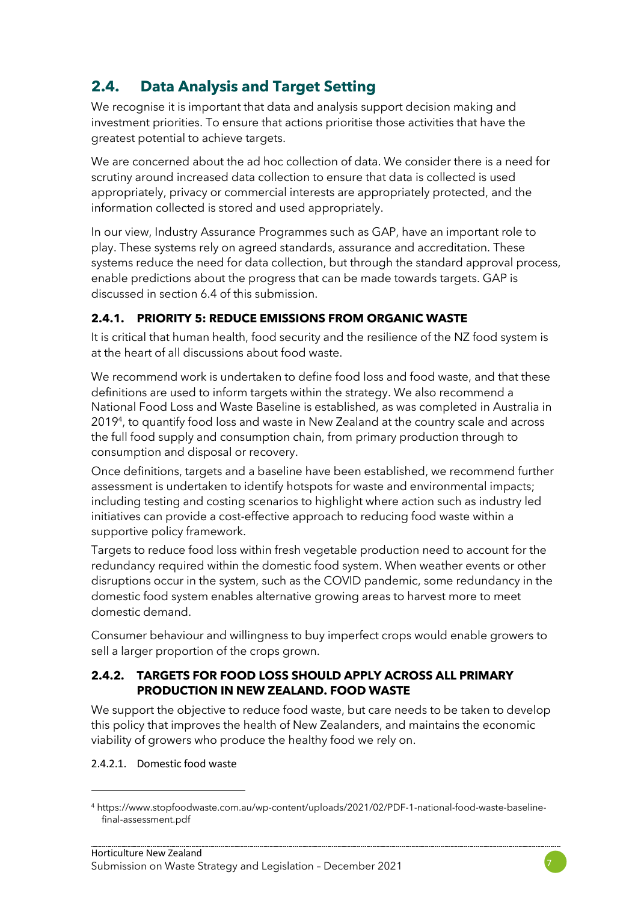## 2.4. Data Analysis and Target Setting

We recognise it is important that data and analysis support decision making and investment priorities. To ensure that actions prioritise those activities that have the greatest potential to achieve targets.

We are concerned about the ad hoc collection of data. We consider there is a need for scrutiny around increased data collection to ensure that data is collected is used appropriately, privacy or commercial interests are appropriately protected, and the information collected is stored and used appropriately.

In our view, Industry Assurance Programmes such as GAP, have an important role to play. These systems rely on agreed standards, assurance and accreditation. These systems reduce the need for data collection, but through the standard approval process, enable predictions about the progress that can be made towards targets. GAP is discussed in section 6.4 of this submission.

### 2.4.1. PRIORITY 5: REDUCE EMISSIONS FROM ORGANIC WASTE

It is critical that human health, food security and the resilience of the NZ food system is at the heart of all discussions about food waste.

We recommend work is undertaken to define food loss and food waste, and that these definitions are used to inform targets within the strategy. We also recommend a National Food Loss and Waste Baseline is established, as was completed in Australia in 2019[4], to quantify food loss and waste in New Zealand at the country scale and across the full food supply and consumption chain, from primary production through to consumption and disposal or recovery.

Once definitions, targets and a baseline have been established, we recommend further assessment is undertaken to identify hotspots for waste and environmental impacts; including testing and costing scenarios to highlight where action such as industry led initiatives can provide a cost-effective approach to reducing food waste within a supportive policy framework.

Targets to reduce food loss within fresh vegetable production need to account for the redundancy required within the domestic food system. When weather events or other disruptions occur in the system, such as the COVID pandemic, some redundancy in the domestic food system enables alternative growing areas to harvest more to meet domestic demand.

Consumer behaviour and willingness to buy imperfect crops would enable growers to sell a larger proportion of the crops grown.

### 2.4.2. TARGETS FOR FOOD LOSS SHOULD APPLY ACROSS ALL PRIMARY PRODUCTION IN NEW ZEALAND. FOOD WASTE

We support the objective to reduce food waste, but care needs to be taken to develop this policy that improves the health of New Zealanders, and maintains the economic viability of growers who produce the healthy food we rely on.

#### 2.4.2.1. Domestic food waste

---

[4] https://www.stopfoodwaste.com.au/wp-content/uploads/2021/02/PDF-1-national-food-waste-baseline-final-assessment.pdf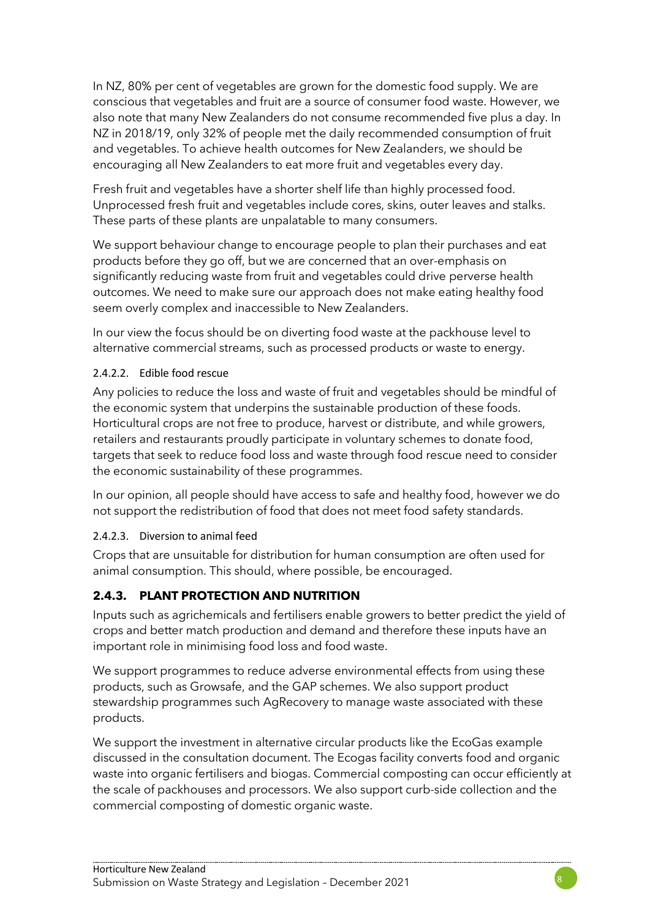In NZ, 80% per cent of vegetables are grown for the domestic food supply. We are conscious that vegetables and fruit are a source of consumer food waste. However, we also note that many New Zealanders do not consume recommended five plus a day. In NZ in 2018/19, only 32% of people met the daily recommended consumption of fruit and vegetables. To achieve health outcomes for New Zealanders, we should be encouraging all New Zealanders to eat more fruit and vegetables every day.

Fresh fruit and vegetables have a shorter shelf life than highly processed food. Unprocessed fresh fruit and vegetables include cores, skins, outer leaves and stalks. These parts of these plants are unpalatable to many consumers.

We support behaviour change to encourage people to plan their purchases and eat products before they go off, but we are concerned that an over-emphasis on significantly reducing waste from fruit and vegetables could drive perverse health outcomes. We need to make sure our approach does not make eating healthy food seem overly complex and inaccessible to New Zealanders.

In our view the focus should be on diverting food waste at the packhouse level to alternative commercial streams, such as processed products or waste to energy.

#### 2.4.2.2. Edible food rescue

Any policies to reduce the loss and waste of fruit and vegetables should be mindful of the economic system that underpins the sustainable production of these foods. Horticultural crops are not free to produce, harvest or distribute, and while growers, retailers and restaurants proudly participate in voluntary schemes to donate food, targets that seek to reduce food loss and waste through food rescue need to consider the economic sustainability of these programmes.

In our opinion, all people should have access to safe and healthy food, however we do not support the redistribution of food that does not meet food safety standards.

#### 2.4.2.3. Diversion to animal feed

Crops that are unsuitable for distribution for human consumption are often used for animal consumption. This should, where possible, be encouraged.

### 2.4.3. PLANT PROTECTION AND NUTRITION

Inputs such as agrichemicals and fertilisers enable growers to better predict the yield of crops and better match production and demand and therefore these inputs have an important role in minimising food loss and food waste.

We support programmes to reduce adverse environmental effects from using these products, such as Growsafe, and the GAP schemes. We also support product stewardship programmes such AgRecovery to manage waste associated with these products.

We support the investment in alternative circular products like the EcoGas example discussed in the consultation document. The Ecogas facility converts food and organic waste into organic fertilisers and biogas. Commercial composting can occur efficiently at the scale of packhouses and processors. We also support curb-side collection and the commercial composting of domestic organic waste.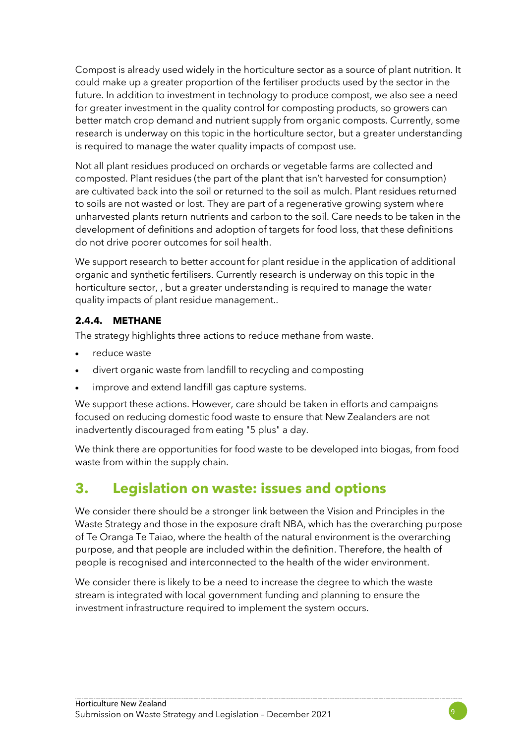Compost is already used widely in the horticulture sector as a source of plant nutrition. It could make up a greater proportion of the fertiliser products used by the sector in the future. In addition to investment in technology to produce compost, we also see a need for greater investment in the quality control for composting products, so growers can better match crop demand and nutrient supply from organic composts. Currently, some research is underway on this topic in the horticulture sector, but a greater understanding is required to manage the water quality impacts of compost use.

Not all plant residues produced on orchards or vegetable farms are collected and composted. Plant residues (the part of the plant that isn't harvested for consumption) are cultivated back into the soil or returned to the soil as mulch. Plant residues returned to soils are not wasted or lost. They are part of a regenerative growing system where unharvested plants return nutrients and carbon to the soil. Care needs to be taken in the development of definitions and adoption of targets for food loss, that these definitions do not drive poorer outcomes for soil health.

We support research to better account for plant residue in the application of additional organic and synthetic fertilisers. Currently research is underway on this topic in the horticulture sector, , but a greater understanding is required to manage the water quality impacts of plant residue management..

#### 2.4.4. METHANE

The strategy highlights three actions to reduce methane from waste.

- reduce waste
- divert organic waste from landfill to recycling and composting
- improve and extend landfill gas capture systems.

We support these actions. However, care should be taken in efforts and campaigns focused on reducing domestic food waste to ensure that New Zealanders are not inadvertently discouraged from eating "5 plus" a day.

We think there are opportunities for food waste to be developed into biogas, from food waste from within the supply chain.

## 3. Legislation on waste: issues and options

We consider there should be a stronger link between the Vision and Principles in the Waste Strategy and those in the exposure draft NBA, which has the overarching purpose of Te Oranga Te Taiao, where the health of the natural environment is the overarching purpose, and that people are included within the definition. Therefore, the health of people is recognised and interconnected to the health of the wider environment.

We consider there is likely to be a need to increase the degree to which the waste stream is integrated with local government funding and planning to ensure the investment infrastructure required to implement the system occurs.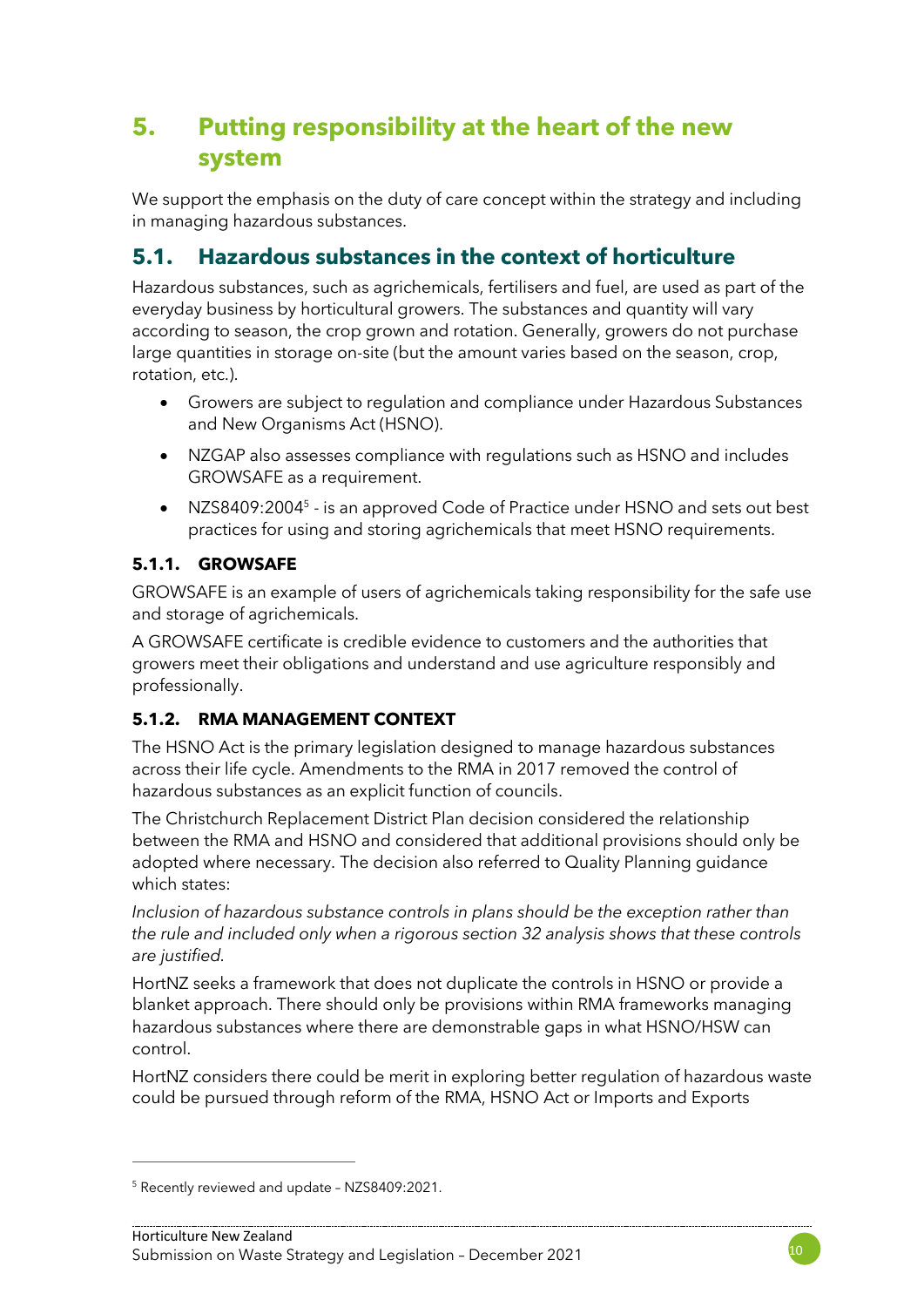# 5. Putting responsibility at the heart of the new system

We support the emphasis on the duty of care concept within the strategy and including in managing hazardous substances.

## 5.1. Hazardous substances in the context of horticulture

Hazardous substances, such as agrichemicals, fertilisers and fuel, are used as part of the everyday business by horticultural growers. The substances and quantity will vary according to season, the crop grown and rotation. Generally, growers do not purchase large quantities in storage on-site (but the amount varies based on the season, crop, rotation, etc.).

- Growers are subject to regulation and compliance under Hazardous Substances and New Organisms Act (HSNO).
- NZGAP also assesses compliance with regulations such as HSNO and includes GROWSAFE as a requirement.
- NZS8409:2004[5] - is an approved Code of Practice under HSNO and sets out best practices for using and storing agrichemicals that meet HSNO requirements.

### 5.1.1. GROWSAFE

GROWSAFE is an example of users of agrichemicals taking responsibility for the safe use and storage of agrichemicals.

A GROWSAFE certificate is credible evidence to customers and the authorities that growers meet their obligations and understand and use agriculture responsibly and professionally.

### 5.1.2. RMA MANAGEMENT CONTEXT

The HSNO Act is the primary legislation designed to manage hazardous substances across their life cycle. Amendments to the RMA in 2017 removed the control of hazardous substances as an explicit function of councils.

The Christchurch Replacement District Plan decision considered the relationship between the RMA and HSNO and considered that additional provisions should only be adopted where necessary. The decision also referred to Quality Planning guidance which states:

*Inclusion of hazardous substance controls in plans should be the exception rather than the rule and included only when a rigorous section 32 analysis shows that these controls are justified.*

HortNZ seeks a framework that does not duplicate the controls in HSNO or provide a blanket approach. There should only be provisions within RMA frameworks managing hazardous substances where there are demonstrable gaps in what HSNO/HSW can control.

HortNZ considers there could be merit in exploring better regulation of hazardous waste could be pursued through reform of the RMA, HSNO Act or Imports and Exports

---

[5] Recently reviewed and update – NZS8409:2021.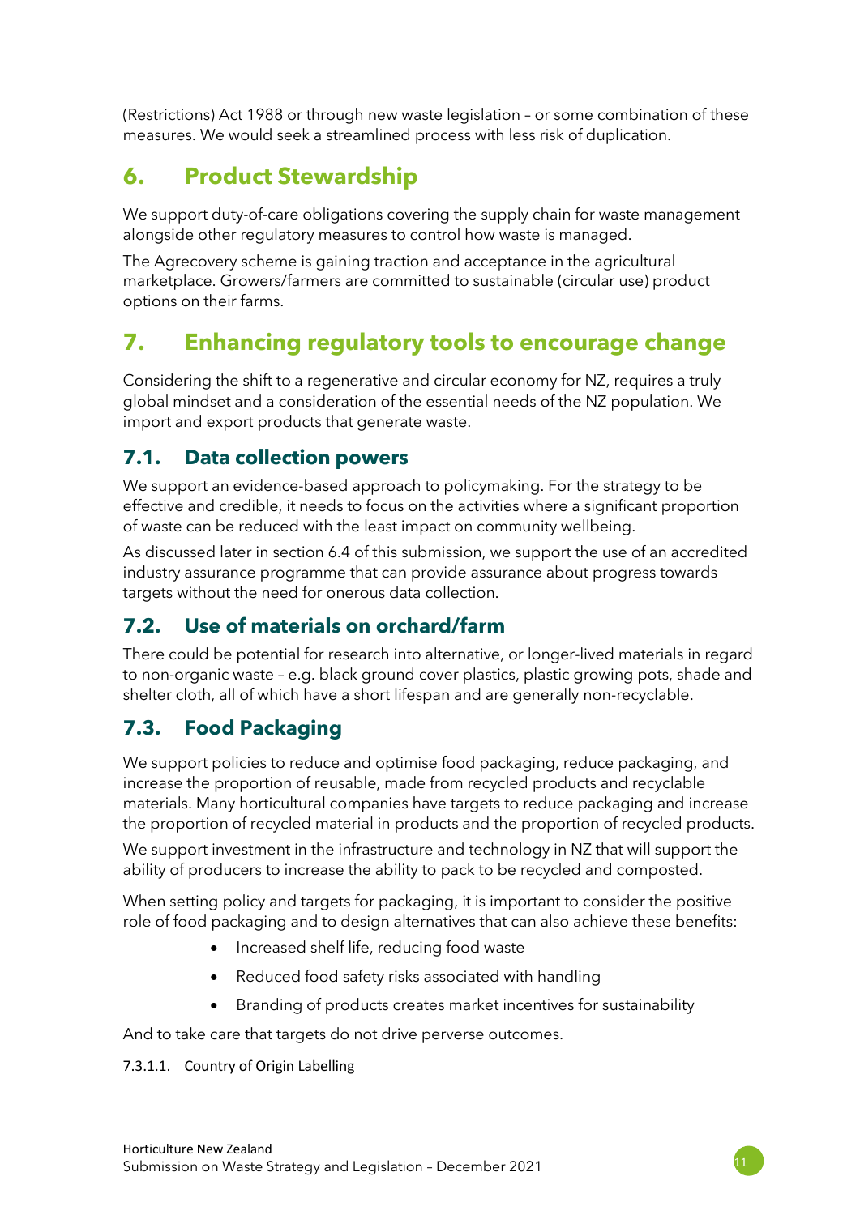(Restrictions) Act 1988 or through new waste legislation – or some combination of these measures. We would seek a streamlined process with less risk of duplication.

# 6. Product Stewardship

We support duty-of-care obligations covering the supply chain for waste management alongside other regulatory measures to control how waste is managed.

The Agrecovery scheme is gaining traction and acceptance in the agricultural marketplace. Growers/farmers are committed to sustainable (circular use) product options on their farms.

# 7. Enhancing regulatory tools to encourage change

Considering the shift to a regenerative and circular economy for NZ, requires a truly global mindset and a consideration of the essential needs of the NZ population. We import and export products that generate waste.

## 7.1. Data collection powers

We support an evidence-based approach to policymaking. For the strategy to be effective and credible, it needs to focus on the activities where a significant proportion of waste can be reduced with the least impact on community wellbeing.

As discussed later in section 6.4 of this submission, we support the use of an accredited industry assurance programme that can provide assurance about progress towards targets without the need for onerous data collection.

## 7.2. Use of materials on orchard/farm

There could be potential for research into alternative, or longer-lived materials in regard to non-organic waste – e.g. black ground cover plastics, plastic growing pots, shade and shelter cloth, all of which have a short lifespan and are generally non-recyclable.

## 7.3. Food Packaging

We support policies to reduce and optimise food packaging, reduce packaging, and increase the proportion of reusable, made from recycled products and recyclable materials. Many horticultural companies have targets to reduce packaging and increase the proportion of recycled material in products and the proportion of recycled products.

We support investment in the infrastructure and technology in NZ that will support the ability of producers to increase the ability to pack to be recycled and composted.

When setting policy and targets for packaging, it is important to consider the positive role of food packaging and to design alternatives that can also achieve these benefits:

- Increased shelf life, reducing food waste
- Reduced food safety risks associated with handling
- Branding of products creates market incentives for sustainability

And to take care that targets do not drive perverse outcomes.

#### 7.3.1.1. Country of Origin Labelling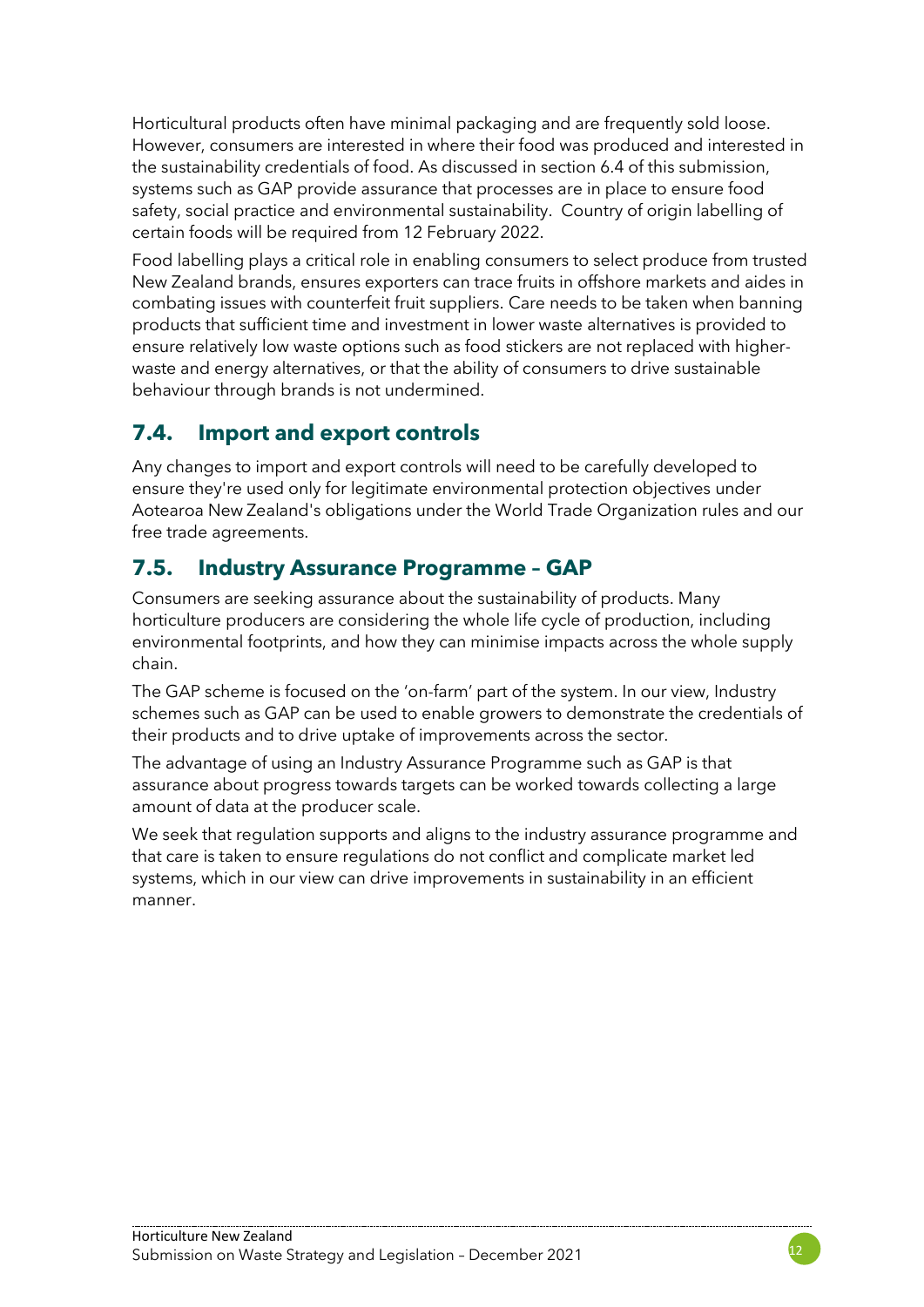Horticultural products often have minimal packaging and are frequently sold loose. However, consumers are interested in where their food was produced and interested in the sustainability credentials of food. As discussed in section 6.4 of this submission, systems such as GAP provide assurance that processes are in place to ensure food safety, social practice and environmental sustainability. Country of origin labelling of certain foods will be required from 12 February 2022.

Food labelling plays a critical role in enabling consumers to select produce from trusted New Zealand brands, ensures exporters can trace fruits in offshore markets and aides in combating issues with counterfeit fruit suppliers. Care needs to be taken when banning products that sufficient time and investment in lower waste alternatives is provided to ensure relatively low waste options such as food stickers are not replaced with higher-waste and energy alternatives, or that the ability of consumers to drive sustainable behaviour through brands is not undermined.

## 7.4. Import and export controls

Any changes to import and export controls will need to be carefully developed to ensure they're used only for legitimate environmental protection objectives under Aotearoa New Zealand's obligations under the World Trade Organization rules and our free trade agreements.

## 7.5. Industry Assurance Programme – GAP

Consumers are seeking assurance about the sustainability of products. Many horticulture producers are considering the whole life cycle of production, including environmental footprints, and how they can minimise impacts across the whole supply chain.

The GAP scheme is focused on the 'on-farm' part of the system. In our view, Industry schemes such as GAP can be used to enable growers to demonstrate the credentials of their products and to drive uptake of improvements across the sector.

The advantage of using an Industry Assurance Programme such as GAP is that assurance about progress towards targets can be worked towards collecting a large amount of data at the producer scale.

We seek that regulation supports and aligns to the industry assurance programme and that care is taken to ensure regulations do not conflict and complicate market led systems, which in our view can drive improvements in sustainability in an efficient manner.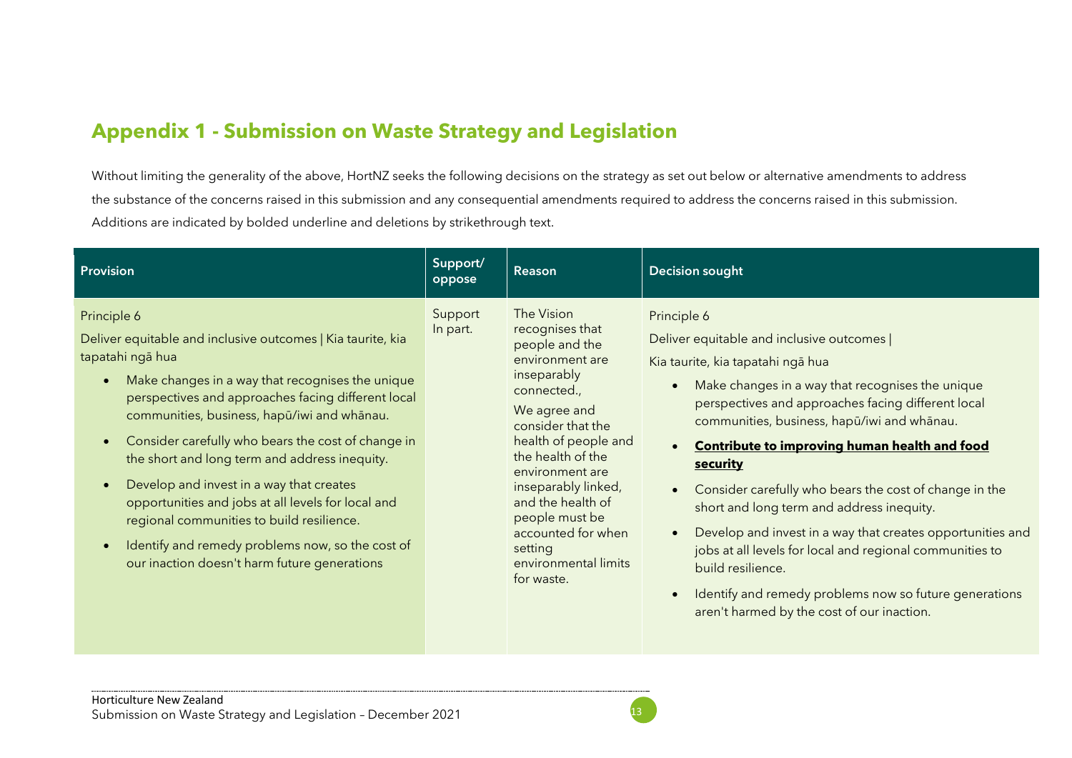## Appendix 1 - Submission on Waste Strategy and Legislation

Without limiting the generality of the above, HortNZ seeks the following decisions on the strategy as set out below or alternative amendments to address the substance of the concerns raised in this submission and any consequential amendments required to address the concerns raised in this submission. Additions are indicated by bolded underline and deletions by strikethrough text.

| Provision | Support/ oppose | Reason | Decision sought |
|---|---|---|---|
| Principle 6<br>Deliver equitable and inclusive outcomes \| Kia taurite, kia tapatahi ngā hua<br>• Make changes in a way that recognises the unique perspectives and approaches facing different local communities, business, hapū/iwi and whānau.<br>• Consider carefully who bears the cost of change in the short and long term and address inequity.<br>• Develop and invest in a way that creates opportunities and jobs at all levels for local and regional communities to build resilience.<br>• Identify and remedy problems now, so the cost of our inaction doesn't harm future generations | Support In part. | The Vision recognises that people and the environment are inseparably connected.,<br>We agree and consider that the health of people and the health of the environment are inseparably linked, and the health of people must be accounted for when setting environmental limits for waste. | Principle 6<br>Deliver equitable and inclusive outcomes \|<br>Kia taurite, kia tapatahi ngā hua<br>• Make changes in a way that recognises the unique perspectives and approaches facing different local communities, business, hapū/iwi and whānau.<br>• <u>**Contribute to improving human health and food security**</u><br>• Consider carefully who bears the cost of change in the short and long term and address inequity.<br>• Develop and invest in a way that creates opportunities and jobs at all levels for local and regional communities to build resilience.<br>• Identify and remedy problems now so future generations aren't harmed by the cost of our inaction. |